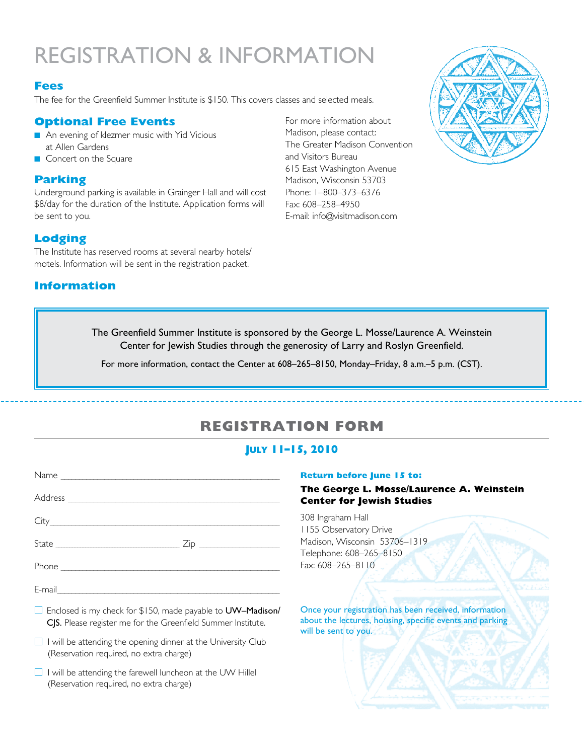# REGISTRATION & INFORMATION

## Fees

The fee for the Greenfield Summer Institute is $150. This covers classes and selected meals.

## Optional Free Events

- An evening of klezmer music with Yid Vicious at Allen Gardens
- Concert on the Square

## Parking

Underground parking is available in Grainger Hall and will cost $8/day for the duration of the Institute. Application forms will be sent to you.

## Lodging

The Institute has reserved rooms at several nearby hotels/motels. Information will be sent in the registration packet.

## Information

For more information about Madison, please contact:
The Greater Madison Convention and Visitors Bureau
615 East Washington Avenue
Madison, Wisconsin 53703
Phone: 1–800–373–6376
Fax: 608–258–4950
E-mail: info@visitmadison.com

The Greenfield Summer Institute is sponsored by the George L. Mosse/Laurence A. Weinstein Center for Jewish Studies through the generosity of Larry and Roslyn Greenfield.

For more information, contact the Center at 608–265–8150, Monday–Friday, 8 a.m.–5 p.m. (CST).

---

# REGISTRATION FORM

## July 11–15, 2010

Name ______________________________________________

Address ____________________________________________

City _______________________________________________

State ____________________ Zip ______________________

Phone ______________________________________________

E-mail _____________________________________________

- ☐ Enclosed is my check for $150, made payable to **UW–Madison/CJS**. Please register me for the Greenfield Summer Institute.
- ☐ I will be attending the opening dinner at the University Club (Reservation required, no extra charge)
- ☐ I will be attending the farewell luncheon at the UW Hillel (Reservation required, no extra charge)

**Return before June 15 to:**

**The George L. Mosse/Laurence A. Weinstein Center for Jewish Studies**

308 Ingraham Hall
1155 Observatory Drive
Madison, Wisconsin 53706–1319
Telephone: 608–265–8150
Fax: 608–265–8110

Once your registration has been received, information about the lectures, housing, specific events and parking will be sent to you.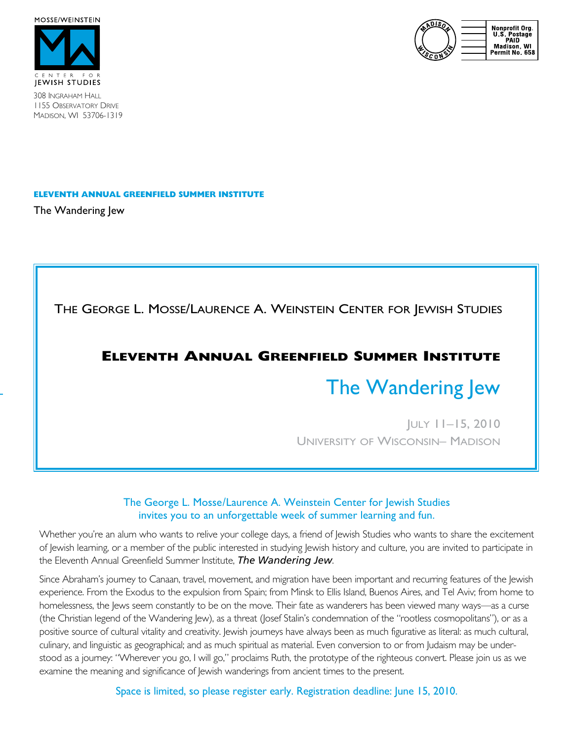MOSSE/WEINSTEIN

CENTER FOR JEWISH STUDIES

308 Ingraham Hall
1155 Observatory Drive
Madison, WI 53706-1319

Nonprofit Org.
U.S. Postage
PAID
Madison, WI
Permit No. 658

**ELEVENTH ANNUAL GREENFIELD SUMMER INSTITUTE**

The Wandering Jew

THE GEORGE L. MOSSE/LAURENCE A. WEINSTEIN CENTER FOR JEWISH STUDIES

# ELEVENTH ANNUAL GREENFIELD SUMMER INSTITUTE

## The Wandering Jew

JULY 11–15, 2010
UNIVERSITY OF WISCONSIN– MADISON

The George L. Mosse/Laurence A. Weinstein Center for Jewish Studies invites you to an unforgettable week of summer learning and fun.

Whether you're an alum who wants to relive your college days, a friend of Jewish Studies who wants to share the excitement of Jewish learning, or a member of the public interested in studying Jewish history and culture, you are invited to participate in the Eleventh Annual Greenfield Summer Institute, ***The Wandering Jew***.

Since Abraham's journey to Canaan, travel, movement, and migration have been important and recurring features of the Jewish experience. From the Exodus to the expulsion from Spain; from Minsk to Ellis Island, Buenos Aires, and Tel Aviv; from home to homelessness, the Jews seem constantly to be on the move. Their fate as wanderers has been viewed many ways—as a curse (the Christian legend of the Wandering Jew), as a threat (Josef Stalin's condemnation of the "rootless cosmopolitans"), or as a positive source of cultural vitality and creativity. Jewish journeys have always been as much figurative as literal: as much cultural, culinary, and linguistic as geographical; and as much spiritual as material. Even conversion to or from Judaism may be understood as a journey: "Wherever you go, I will go," proclaims Ruth, the prototype of the righteous convert. Please join us as we examine the meaning and significance of Jewish wanderings from ancient times to the present.

Space is limited, so please register early. Registration deadline: June 15, 2010.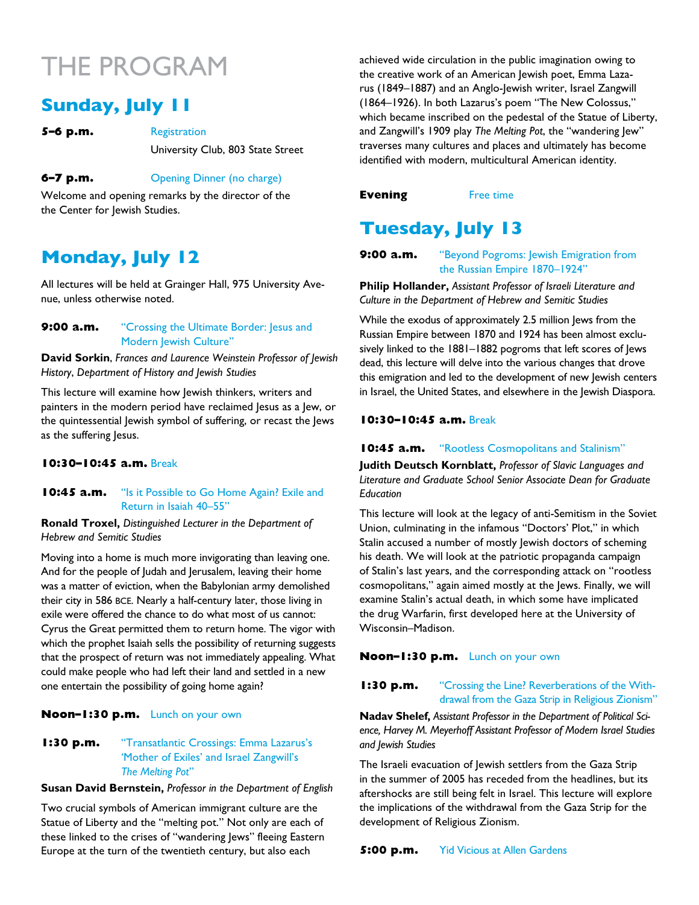# THE PROGRAM

## Sunday, July 11

**5–6 p.m.** Registration

University Club, 803 State Street

**6–7 p.m.** Opening Dinner (no charge)

Welcome and opening remarks by the director of the the Center for Jewish Studies.

## Monday, July 12

All lectures will be held at Grainger Hall, 975 University Avenue, unless otherwise noted.

**9:00 a.m.** "Crossing the Ultimate Border: Jesus and Modern Jewish Culture"

**David Sorkin**, *Frances and Laurence Weinstein Professor of Jewish History, Department of History and Jewish Studies*

This lecture will examine how Jewish thinkers, writers and painters in the modern period have reclaimed Jesus as a Jew, or the quintessential Jewish symbol of suffering, or recast the Jews as the suffering Jesus.

**10:30–10:45 a.m.** Break

**10:45 a.m.** "Is it Possible to Go Home Again? Exile and Return in Isaiah 40–55"

**Ronald Troxel,** *Distinguished Lecturer in the Department of Hebrew and Semitic Studies*

Moving into a home is much more invigorating than leaving one. And for the people of Judah and Jerusalem, leaving their home was a matter of eviction, when the Babylonian army demolished their city in 586 BCE. Nearly a half-century later, those living in exile were offered the chance to do what most of us cannot: Cyrus the Great permitted them to return home. The vigor with which the prophet Isaiah sells the possibility of returning suggests that the prospect of return was not immediately appealing. What could make people who had left their land and settled in a new one entertain the possibility of going home again?

**Noon–1:30 p.m.** Lunch on your own

**1:30 p.m.** "Transatlantic Crossings: Emma Lazarus's 'Mother of Exiles' and Israel Zangwill's *The Melting Pot*"

**Susan David Bernstein,** *Professor in the Department of English*

Two crucial symbols of American immigrant culture are the Statue of Liberty and the "melting pot." Not only are each of these linked to the crises of "wandering Jews" fleeing Eastern Europe at the turn of the twentieth century, but also each achieved wide circulation in the public imagination owing to the creative work of an American Jewish poet, Emma Lazarus (1849–1887) and an Anglo-Jewish writer, Israel Zangwill (1864–1926). In both Lazarus's poem "The New Colossus," which became inscribed on the pedestal of the Statue of Liberty, and Zangwill's 1909 play *The Melting Pot*, the "wandering Jew" traverses many cultures and places and ultimately has become identified with modern, multicultural American identity.

**Evening** Free time

## Tuesday, July 13

**9:00 a.m.** "Beyond Pogroms: Jewish Emigration from the Russian Empire 1870–1924"

**Philip Hollander,** *Assistant Professor of Israeli Literature and Culture in the Department of Hebrew and Semitic Studies*

While the exodus of approximately 2.5 million Jews from the Russian Empire between 1870 and 1924 has been almost exclusively linked to the 1881–1882 pogroms that left scores of Jews dead, this lecture will delve into the various changes that drove this emigration and led to the development of new Jewish centers in Israel, the United States, and elsewhere in the Jewish Diaspora.

**10:30–10:45 a.m.** Break

**10:45 a.m.** "Rootless Cosmopolitans and Stalinism"

**Judith Deutsch Kornblatt,** *Professor of Slavic Languages and Literature and Graduate School Senior Associate Dean for Graduate Education*

This lecture will look at the legacy of anti-Semitism in the Soviet Union, culminating in the infamous "Doctors' Plot," in which Stalin accused a number of mostly Jewish doctors of scheming his death. We will look at the patriotic propaganda campaign of Stalin's last years, and the corresponding attack on "rootless cosmopolitans," again aimed mostly at the Jews. Finally, we will examine Stalin's actual death, in which some have implicated the drug Warfarin, first developed here at the University of Wisconsin–Madison.

**Noon–1:30 p.m.** Lunch on your own

**1:30 p.m.** "Crossing the Line? Reverberations of the Withdrawal from the Gaza Strip in Religious Zionism"

**Nadav Shelef,** *Assistant Professor in the Department of Political Science, Harvey M. Meyerhoff Assistant Professor of Modern Israel Studies and Jewish Studies*

The Israeli evacuation of Jewish settlers from the Gaza Strip in the summer of 2005 has receded from the headlines, but its aftershocks are still being felt in Israel. This lecture will explore the implications of the withdrawal from the Gaza Strip for the development of Religious Zionism.

**5:00 p.m.** Yid Vicious at Allen Gardens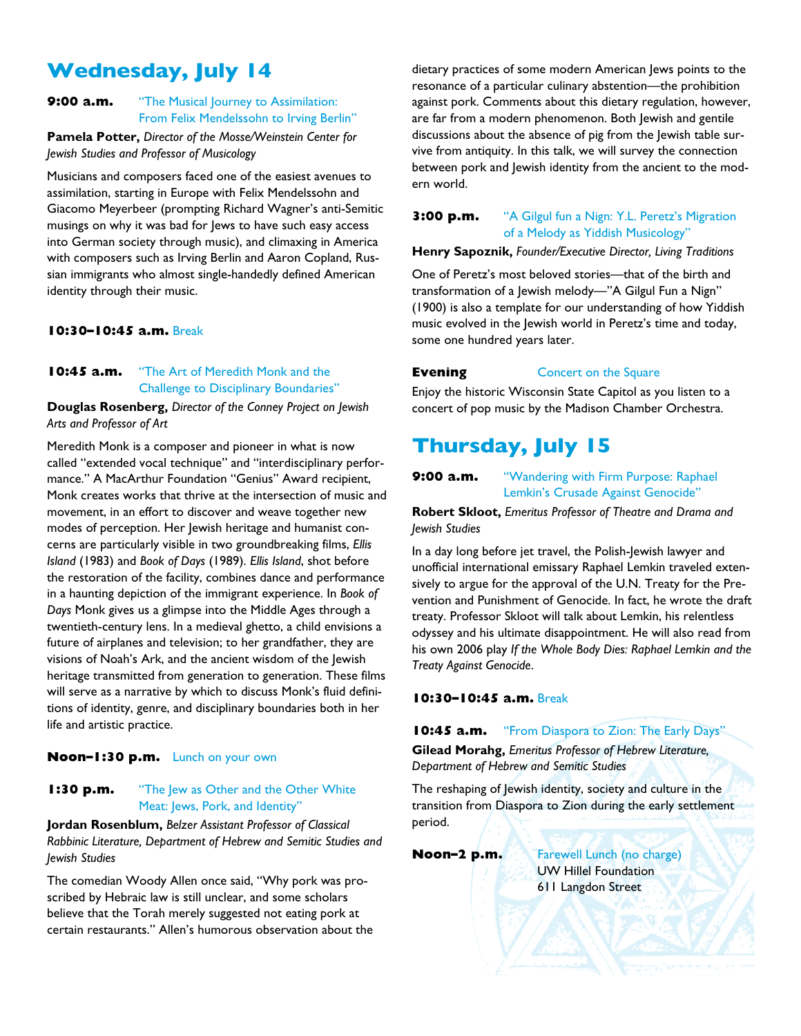## Wednesday, July 14

**9:00 a.m.** "The Musical Journey to Assimilation: From Felix Mendelssohn to Irving Berlin"

**Pamela Potter,** *Director of the Mosse/Weinstein Center for Jewish Studies and Professor of Musicology*

Musicians and composers faced one of the easiest avenues to assimilation, starting in Europe with Felix Mendelssohn and Giacomo Meyerbeer (prompting Richard Wagner's anti-Semitic musings on why it was bad for Jews to have such easy access into German society through music), and climaxing in America with composers such as Irving Berlin and Aaron Copland, Russian immigrants who almost single-handedly defined American identity through their music.

**10:30–10:45 a.m.** Break

**10:45 a.m.** "The Art of Meredith Monk and the Challenge to Disciplinary Boundaries"

**Douglas Rosenberg,** *Director of the Conney Project on Jewish Arts and Professor of Art*

Meredith Monk is a composer and pioneer in what is now called "extended vocal technique" and "interdisciplinary performance." A MacArthur Foundation "Genius" Award recipient, Monk creates works that thrive at the intersection of music and movement, in an effort to discover and weave together new modes of perception. Her Jewish heritage and humanist concerns are particularly visible in two groundbreaking films, *Ellis Island* (1983) and *Book of Days* (1989). *Ellis Island*, shot before the restoration of the facility, combines dance and performance in a haunting depiction of the immigrant experience. In *Book of Days* Monk gives us a glimpse into the Middle Ages through a twentieth-century lens. In a medieval ghetto, a child envisions a future of airplanes and television; to her grandfather, they are visions of Noah's Ark, and the ancient wisdom of the Jewish heritage transmitted from generation to generation. These films will serve as a narrative by which to discuss Monk's fluid definitions of identity, genre, and disciplinary boundaries both in her life and artistic practice.

**Noon–1:30 p.m.** Lunch on your own

**1:30 p.m.** "The Jew as Other and the Other White Meat: Jews, Pork, and Identity"

**Jordan Rosenblum,** *Belzer Assistant Professor of Classical Rabbinic Literature, Department of Hebrew and Semitic Studies and Jewish Studies*

The comedian Woody Allen once said, "Why pork was proscribed by Hebraic law is still unclear, and some scholars believe that the Torah merely suggested not eating pork at certain restaurants." Allen's humorous observation about the dietary practices of some modern American Jews points to the resonance of a particular culinary abstention—the prohibition against pork. Comments about this dietary regulation, however, are far from a modern phenomenon. Both Jewish and gentile discussions about the absence of pig from the Jewish table survive from antiquity. In this talk, we will survey the connection between pork and Jewish identity from the ancient to the modern world.

**3:00 p.m.** "A Gilgul fun a Nign: Y.L. Peretz's Migration of a Melody as Yiddish Musicology"

**Henry Sapoznik,** *Founder/Executive Director, Living Traditions*

One of Peretz's most beloved stories—that of the birth and transformation of a Jewish melody—"A Gilgul Fun a Nign" (1900) is also a template for our understanding of how Yiddish music evolved in the Jewish world in Peretz's time and today, some one hundred years later.

**Evening** Concert on the Square

Enjoy the historic Wisconsin State Capitol as you listen to a concert of pop music by the Madison Chamber Orchestra.

## Thursday, July 15

**9:00 a.m.** "Wandering with Firm Purpose: Raphael Lemkin's Crusade Against Genocide"

**Robert Skloot,** *Emeritus Professor of Theatre and Drama and Jewish Studies*

In a day long before jet travel, the Polish-Jewish lawyer and unofficial international emissary Raphael Lemkin traveled extensively to argue for the approval of the U.N. Treaty for the Prevention and Punishment of Genocide. In fact, he wrote the draft treaty. Professor Skloot will talk about Lemkin, his relentless odyssey and his ultimate disappointment. He will also read from his own 2006 play *If the Whole Body Dies: Raphael Lemkin and the Treaty Against Genocide*.

**10:30–10:45 a.m.** Break

**10:45 a.m.** "From Diaspora to Zion: The Early Days"

**Gilead Morahg,** *Emeritus Professor of Hebrew Literature, Department of Hebrew and Semitic Studies*

The reshaping of Jewish identity, society and culture in the transition from Diaspora to Zion during the early settlement period.

**Noon–2 p.m.** Farewell Lunch (no charge)
UW Hillel Foundation
611 Langdon Street